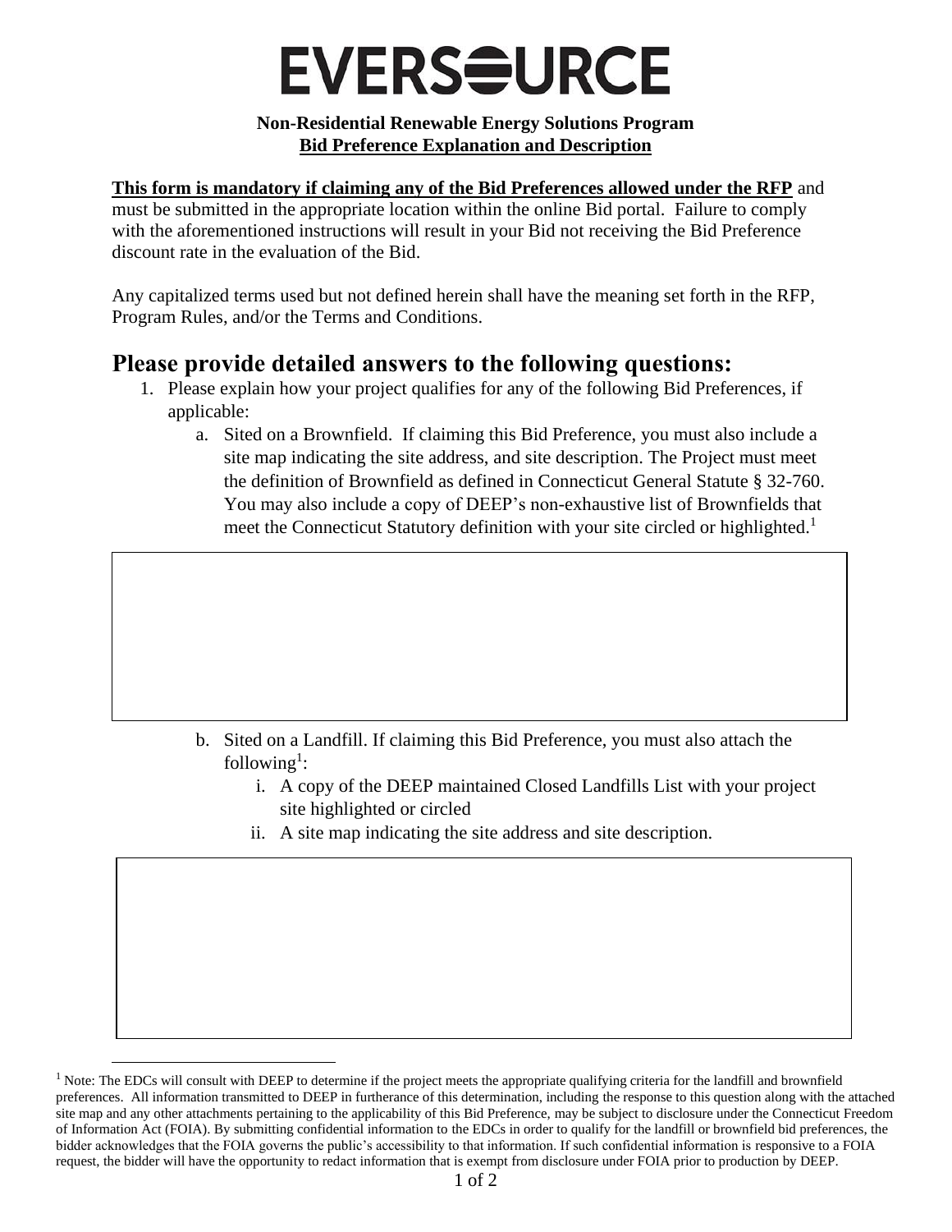# EVERSOURCE

**Non-Residential Renewable Energy Solutions Program**
**Bid Preference Explanation and Description**

**This form is mandatory if claiming any of the Bid Preferences allowed under the RFP** and must be submitted in the appropriate location within the online Bid portal. Failure to comply with the aforementioned instructions will result in your Bid not receiving the Bid Preference discount rate in the evaluation of the Bid.

Any capitalized terms used but not defined herein shall have the meaning set forth in the RFP, Program Rules, and/or the Terms and Conditions.

## Please provide detailed answers to the following questions:

1. Please explain how your project qualifies for any of the following Bid Preferences, if applicable:
   a. Sited on a Brownfield. If claiming this Bid Preference, you must also include a site map indicating the site address, and site description. The Project must meet the definition of Brownfield as defined in Connecticut General Statute § 32-760. You may also include a copy of DEEP's non-exhaustive list of Brownfields that meet the Connecticut Statutory definition with your site circled or highlighted.[1]

   b. Sited on a Landfill. If claiming this Bid Preference, you must also attach the following[1]:
      i. A copy of the DEEP maintained Closed Landfills List with your project site highlighted or circled
      ii. A site map indicating the site address and site description.

[1] Note: The EDCs will consult with DEEP to determine if the project meets the appropriate qualifying criteria for the landfill and brownfield preferences. All information transmitted to DEEP in furtherance of this determination, including the response to this question along with the attached site map and any other attachments pertaining to the applicability of this Bid Preference, may be subject to disclosure under the Connecticut Freedom of Information Act (FOIA). By submitting confidential information to the EDCs in order to qualify for the landfill or brownfield bid preferences, the bidder acknowledges that the FOIA governs the public's accessibility to that information. If such confidential information is responsive to a FOIA request, the bidder will have the opportunity to redact information that is exempt from disclosure under FOIA prior to production by DEEP.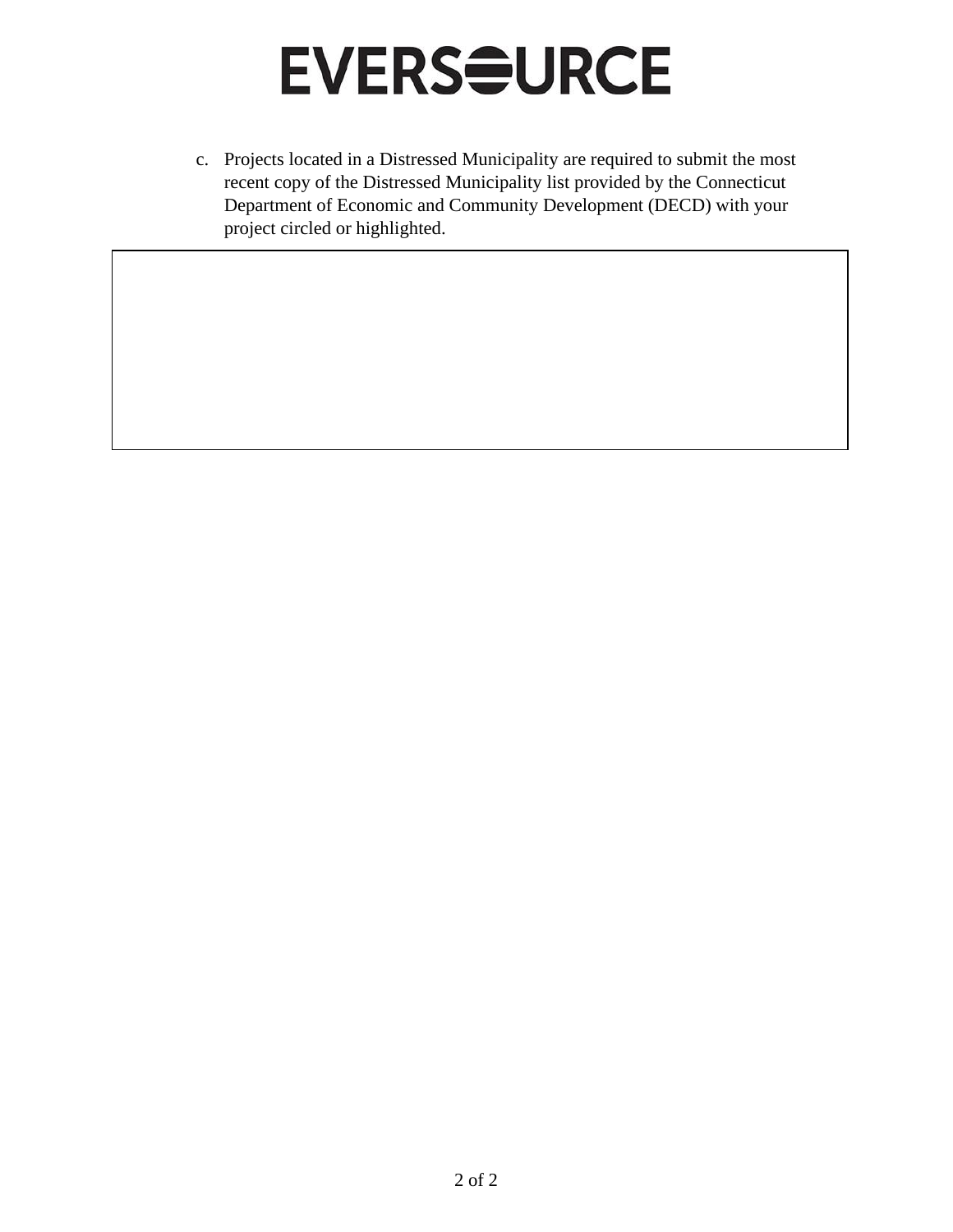c. Projects located in a Distressed Municipality are required to submit the most recent copy of the Distressed Municipality list provided by the Connecticut Department of Economic and Community Development (DECD) with your project circled or highlighted.